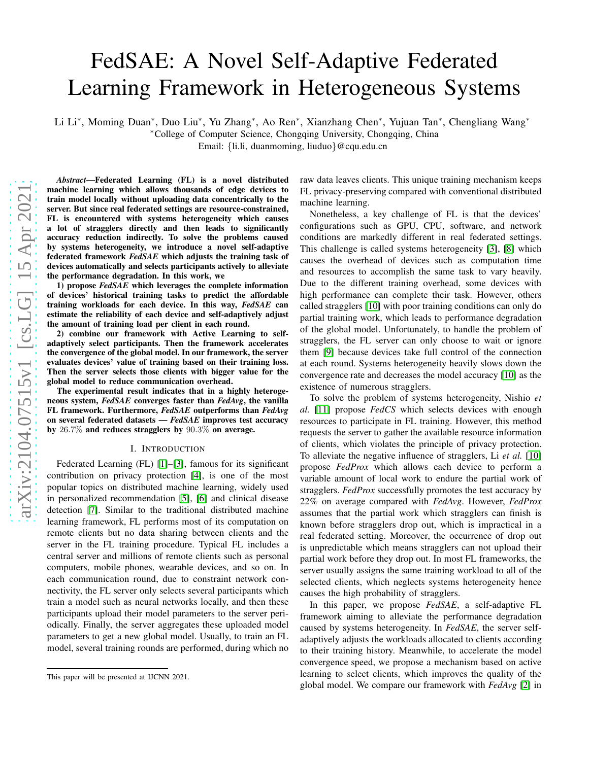# FedSAE: A Novel Self-Adaptive Federated Learning Framework in Heterogeneous Systems

Li Li*, Moming Duan*, Duo Liu*, Yu Zhang*, Ao Ren*, Xianzhang Chen*, Yujuan Tan*, Chengliang Wang*

*College of Computer Science, Chongqing University, Chongqing, China

Email: {li.li, duanmoming, liuduo}@cqu.edu.cn

***Abstract*—Federated Learning (FL) is a novel distributed machine learning which allows thousands of edge devices to train model locally without uploading data concentrically to the server. But since real federated settings are resource-constrained, FL is encountered with systems heterogeneity which causes a lot of stragglers directly and then leads to significantly accuracy reduction indirectly. To solve the problems caused by systems heterogeneity, we introduce a novel self-adaptive federated framework *FedSAE* which adjusts the training task of devices automatically and selects participants actively to alleviate the performance degradation. In this work, we**

**1) propose *FedSAE* which leverages the complete information of devices' historical training tasks to predict the affordable training workloads for each device. In this way, *FedSAE* can estimate the reliability of each device and self-adaptively adjust the amount of training load per client in each round.**

**2) combine our framework with Active Learning to self-adaptively select participants. Then the framework accelerates the convergence of the global model. In our framework, the server evaluates devices' value of training based on their training loss. Then the server selects those clients with bigger value for the global model to reduce communication overhead.**

**The experimental result indicates that in a highly heterogeneous system, *FedSAE* converges faster than *FedAvg*, the vanilla FL framework. Furthermore, *FedSAE* outperforms than *FedAvg* on several federated datasets — *FedSAE* improves test accuracy by $26.7\%$ and reduces stragglers by $90.3\%$ on average.**

## I. Introduction

Federated Learning (FL) [1]–[3], famous for its significant contribution on privacy protection [4], is one of the most popular topics on distributed machine learning, widely used in personalized recommendation [5], [6] and clinical disease detection [7]. Similar to the traditional distributed machine learning framework, FL performs most of its computation on remote clients but no data sharing between clients and the server in the FL training procedure. Typical FL includes a central server and millions of remote clients such as personal computers, mobile phones, wearable devices, and so on. In each communication round, due to constraint network connectivity, the FL server only selects several participants which train a model such as neural networks locally, and then these participants upload their model parameters to the server periodically. Finally, the server aggregates these uploaded model parameters to get a new global model. Usually, to train an FL model, several training rounds are performed, during which no raw data leaves clients. This unique training mechanism keeps FL privacy-preserving compared with conventional distributed machine learning.

Nonetheless, a key challenge of FL is that the devices' configurations such as GPU, CPU, software, and network conditions are markedly different in real federated settings. This challenge is called systems heterogeneity [3], [8] which causes the overhead of devices such as computation time and resources to accomplish the same task to vary heavily. Due to the different training overhead, some devices with high performance can complete their task. However, others called stragglers [10] with poor training conditions can only do partial training work, which leads to performance degradation of the global model. Unfortunately, to handle the problem of stragglers, the FL server can only choose to wait or ignore them [9] because devices take full control of the connection at each round. Systems heterogeneity heavily slows down the convergence rate and decreases the model accuracy [10] as the existence of numerous stragglers.

To solve the problem of systems heterogeneity, Nishio *et al.* [11] propose *FedCS* which selects devices with enough resources to participate in FL training. However, this method requests the server to gather the available resource information of clients, which violates the principle of privacy protection. To alleviate the negative influence of stragglers, Li *et al.* [10] propose *FedProx* which allows each device to perform a variable amount of local work to endure the partial work of stragglers. *FedProx* successfully promotes the test accuracy by $22\%$ on average compared with *FedAvg*. However, *FedProx* assumes that the partial work which stragglers can finish is known before stragglers drop out, which is impractical in a real federated setting. Moreover, the occurrence of drop out is unpredictable which means stragglers can not upload their partial work before they drop out. In most FL frameworks, the server usually assigns the same training workload to all of the selected clients, which neglects systems heterogeneity hence causes the high probability of stragglers.

In this paper, we propose *FedSAE*, a self-adaptive FL framework aiming to alleviate the performance degradation caused by systems heterogeneity. In *FedSAE*, the server self-adaptively adjusts the workloads allocated to clients according to their training history. Meanwhile, to accelerate the model convergence speed, we propose a mechanism based on active learning to select clients, which improves the quality of the global model. We compare our framework with *FedAvg* [2] in

This paper will be presented at IJCNN 2021.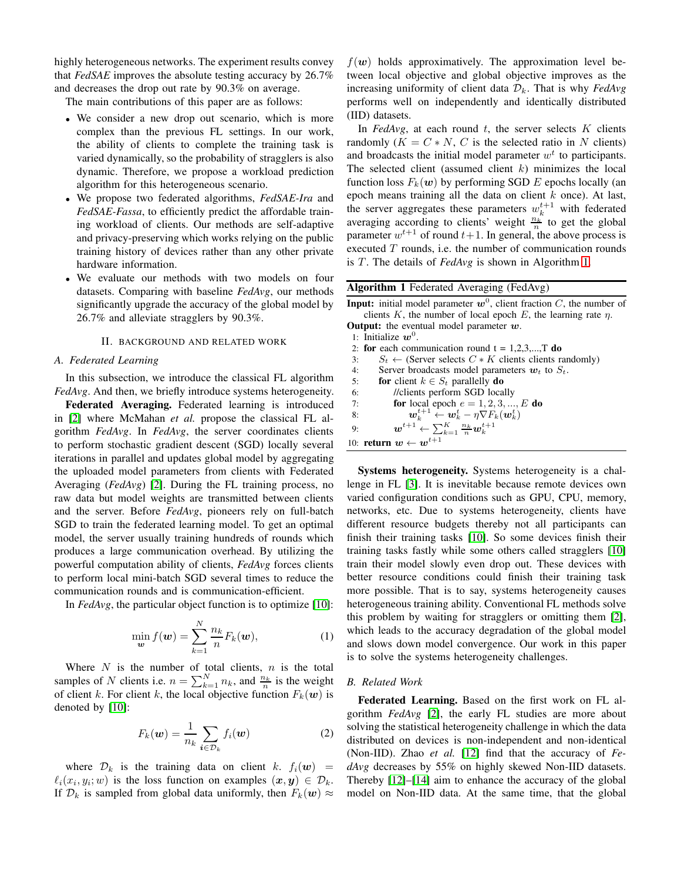highly heterogeneous networks. The experiment results convey that *FedSAE* improves the absolute testing accuracy by 26.7% and decreases the drop out rate by 90.3% on average.

The main contributions of this paper are as follows:

- We consider a new drop out scenario, which is more complex than the previous FL settings. In our work, the ability of clients to complete the training task is varied dynamically, so the probability of stragglers is also dynamic. Therefore, we propose a workload prediction algorithm for this heterogeneous scenario.
- We propose two federated algorithms, *FedSAE-Ira* and *FedSAE-Fassa*, to efficiently predict the affordable training workload of clients. Our methods are self-adaptive and privacy-preserving which works relying on the public training history of devices rather than any other private hardware information.
- We evaluate our methods with two models on four datasets. Comparing with baseline *FedAvg*, our methods significantly upgrade the accuracy of the global model by 26.7% and alleviate stragglers by 90.3%.

## II. Background and Related Work

### A. Federated Learning

In this subsection, we introduce the classical FL algorithm *FedAvg*. And then, we briefly introduce systems heterogeneity.

**Federated Averaging.** Federated learning is introduced in [2] where McMahan *et al.* propose the classical FL algorithm *FedAvg*. In *FedAvg*, the server coordinates clients to perform stochastic gradient descent (SGD) locally several iterations in parallel and updates global model by aggregating the uploaded model parameters from clients with Federated Averaging (*FedAvg*) [2]. During the FL training process, no raw data but model weights are transmitted between clients and the server. Before *FedAvg*, pioneers rely on full-batch SGD to train the federated learning model. To get an optimal model, the server usually training hundreds of rounds which produces a large communication overhead. By utilizing the powerful computation ability of clients, *FedAvg* forces clients to perform local mini-batch SGD several times to reduce the communication rounds and is communication-efficient.

In *FedAvg*, the particular object function is to optimize [10]:

$$\min_{\boldsymbol{w}} f(\boldsymbol{w}) = \sum_{k=1}^{N} \frac{n_k}{n} F_k(\boldsymbol{w}), \tag{1}$$

Where $N$ is the number of total clients, $n$ is the total samples of $N$ clients i.e. $n = \sum_{k=1}^{N} n_k$, and $\frac{n_k}{n}$ is the weight of client $k$. For client $k$, the local objective function $F_k(\boldsymbol{w})$ is denoted by [10]:

$$F_k(\boldsymbol{w}) = \frac{1}{n_k} \sum_{\boldsymbol{i} \in \mathcal{D}_k} f_i(\boldsymbol{w}) \tag{2}$$

where $\mathcal{D}_k$ is the training data on client $k$. $f_i(\boldsymbol{w}) = \ell_i(x_i, y_i; w)$ is the loss function on examples $(\boldsymbol{x}, \boldsymbol{y}) \in \mathcal{D}_k$. If $\mathcal{D}_k$ is sampled from global data uniformly, then $F_k(\boldsymbol{w}) \approx f(\boldsymbol{w})$ holds approximatively. The approximation level between local objective and global objective improves as the increasing uniformity of client data $\mathcal{D}_k$. That is why *FedAvg* performs well on independently and identically distributed (IID) datasets.

In *FedAvg*, at each round $t$, the server selects $K$ clients randomly ($K = C * N$, $C$ is the selected ratio in $N$ clients) and broadcasts the initial model parameter $w^t$ to participants. The selected client (assumed client $k$) minimizes the local function loss $F_k(\boldsymbol{w})$ by performing SGD $E$ epochs locally (an epoch means training all the data on client $k$ once). At last, the server aggregates these parameters $w_k^{t+1}$ with federated averaging according to clients' weight $\frac{n_k}{n}$ to get the global parameter $w^{t+1}$ of round $t+1$. In general, the above process is executed $T$ rounds, i.e. the number of communication rounds is $T$. The details of *FedAvg* is shown in Algorithm 1.

**Algorithm 1** Federated Averaging (FedAvg)

**Input:** initial model parameter $\boldsymbol{w}^0$, client fraction $C$, the number of clients $K$, the number of local epoch $E$, the learning rate $\eta$.
**Output:** the eventual model parameter $\boldsymbol{w}$.

```
1: Initialize w^0.
2: for each communication round t = 1,2,3,...,T do
3:     S_t ← (Server selects C * K clients clients randomly)
4:     Server broadcasts model parameters w_t to S_t.
5:     for client k ∈ S_t parallelly do
6:         //clients perform SGD locally
7:         for local epoch e = 1,2,3,...,E do
8:             w_k^{t+1} ← w_k^t − η∇F_k(w_k^t)
9:     w^{t+1} ← Σ_{k=1}^{K} (n_k/n) w_k^{t+1}
10: return w ← w^{t+1}
```

**Systems heterogeneity.** Systems heterogeneity is a challenge in FL [3]. It is inevitable because remote devices own varied configuration conditions such as GPU, CPU, memory, networks, etc. Due to systems heterogeneity, clients have different resource budgets thereby not all participants can finish their training tasks [10]. So some devices finish their training tasks fastly while some others called stragglers [10] train their model slowly even drop out. These devices with better resource conditions could finish their training task more possible. That is to say, systems heterogeneity causes heterogeneous training ability. Conventional FL methods solve this problem by waiting for stragglers or omitting them [2], which leads to the accuracy degradation of the global model and slows down model convergence. Our work in this paper is to solve the systems heterogeneity challenges.

### B. Related Work

**Federated Learning.** Based on the first work on FL algorithm *FedAvg* [2], the early FL studies are more about solving the statistical heterogeneity challenge in which the data distributed on devices is non-independent and non-identical (Non-IID). Zhao *et al.* [12] find that the accuracy of *FedAvg* decreases by 55% on highly skewed Non-IID datasets. Thereby [12]–[14] aim to enhance the accuracy of the global model on Non-IID data. At the same time, that the global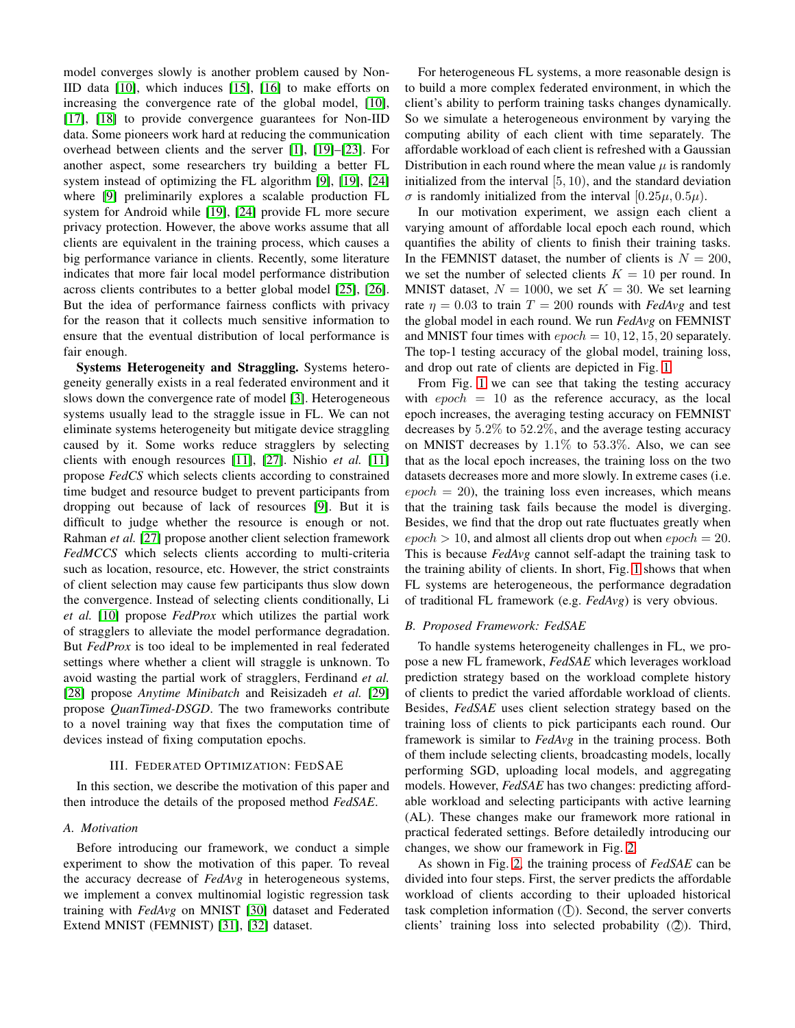model converges slowly is another problem caused by Non-IID data [10], which induces [15], [16] to make efforts on increasing the convergence rate of the global model, [10], [17], [18] to provide convergence guarantees for Non-IID data. Some pioneers work hard at reducing the communication overhead between clients and the server [1], [19]–[23]. For another aspect, some researchers try building a better FL system instead of optimizing the FL algorithm [9], [19], [24] where [9] preliminarily explores a scalable production FL system for Android while [19], [24] provide FL more secure privacy protection. However, the above works assume that all clients are equivalent in the training process, which causes a big performance variance in clients. Recently, some literature indicates that more fair local model performance distribution across clients contributes to a better global model [25], [26]. But the idea of performance fairness conflicts with privacy for the reason that it collects much sensitive information to ensure that the eventual distribution of local performance is fair enough.

**Systems Heterogeneity and Straggling.** Systems heterogeneity generally exists in a real federated environment and it slows down the convergence rate of model [3]. Heterogeneous systems usually lead to the straggle issue in FL. We can not eliminate systems heterogeneity but mitigate device straggling caused by it. Some works reduce stragglers by selecting clients with enough resources [11], [27]. Nishio *et al.* [11] propose *FedCS* which selects clients according to constrained time budget and resource budget to prevent participants from dropping out because of lack of resources [9]. But it is difficult to judge whether the resource is enough or not. Rahman *et al.* [27] propose another client selection framework *FedMCCS* which selects clients according to multi-criteria such as location, resource, etc. However, the strict constraints of client selection may cause few participants thus slow down the convergence. Instead of selecting clients conditionally, Li *et al.* [10] propose *FedProx* which utilizes the partial work of stragglers to alleviate the model performance degradation. But *FedProx* is too ideal to be implemented in real federated settings where whether a client will straggle is unknown. To avoid wasting the partial work of stragglers, Ferdinand *et al.* [28] propose *Anytime Minibatch* and Reisizadeh *et al.* [29] propose *QuanTimed-DSGD*. The two frameworks contribute to a novel training way that fixes the computation time of devices instead of fixing computation epochs.

## III. Federated Optimization: FedSAE

In this section, we describe the motivation of this paper and then introduce the details of the proposed method *FedSAE*.

### A. Motivation

Before introducing our framework, we conduct a simple experiment to show the motivation of this paper. To reveal the accuracy decrease of *FedAvg* in heterogeneous systems, we implement a convex multinomial logistic regression task training with *FedAvg* on MNIST [30] dataset and Federated Extend MNIST (FEMNIST) [31], [32] dataset.

For heterogeneous FL systems, a more reasonable design is to build a more complex federated environment, in which the client's ability to perform training tasks changes dynamically. So we simulate a heterogeneous environment by varying the computing ability of each client with time separately. The affordable workload of each client is refreshed with a Gaussian Distribution in each round where the mean value $\mu$ is randomly initialized from the interval $[5, 10)$, and the standard deviation $\sigma$ is randomly initialized from the interval $[0.25\mu, 0.5\mu)$.

In our motivation experiment, we assign each client a varying amount of affordable local epoch each round, which quantifies the ability of clients to finish their training tasks. In the FEMNIST dataset, the number of clients is $N = 200$, we set the number of selected clients $K = 10$ per round. In MNIST dataset, $N = 1000$, we set $K = 30$. We set learning rate $\eta = 0.03$ to train $T = 200$ rounds with *FedAvg* and test the global model in each round. We run *FedAvg* on FEMNIST and MNIST four times with $epoch = 10, 12, 15, 20$ separately. The top-1 testing accuracy of the global model, training loss, and drop out rate of clients are depicted in Fig. 1.

From Fig. 1 we can see that taking the testing accuracy with $epoch = 10$ as the reference accuracy, as the local epoch increases, the averaging testing accuracy on FEMNIST decreases by $5.2\%$ to $52.2\%$, and the average testing accuracy on MNIST decreases by $1.1\%$ to $53.3\%$. Also, we can see that as the local epoch increases, the training loss on the two datasets decreases more and more slowly. In extreme cases (i.e. $epoch = 20$), the training loss even increases, which means that the training task fails because the model is diverging. Besides, we find that the drop out rate fluctuates greatly when $epoch > 10$, and almost all clients drop out when $epoch = 20$. This is because *FedAvg* cannot self-adapt the training task to the training ability of clients. In short, Fig. 1 shows that when FL systems are heterogeneous, the performance degradation of traditional FL framework (e.g. *FedAvg*) is very obvious.

### B. Proposed Framework: FedSAE

To handle systems heterogeneity challenges in FL, we propose a new FL framework, *FedSAE* which leverages workload prediction strategy based on the workload complete history of clients to predict the varied affordable workload of clients. Besides, *FedSAE* uses client selection strategy based on the training loss of clients to pick participants each round. Our framework is similar to *FedAvg* in the training process. Both of them include selecting clients, broadcasting models, locally performing SGD, uploading local models, and aggregating models. However, *FedSAE* has two changes: predicting affordable workload and selecting participants with active learning (AL). These changes make our framework more rational in practical federated settings. Before detailedly introducing our changes, we show our framework in Fig. 2.

As shown in Fig. 2, the training process of *FedSAE* can be divided into four steps. First, the server predicts the affordable workload of clients according to their uploaded historical task completion information (①). Second, the server converts clients' training loss into selected probability (②). Third,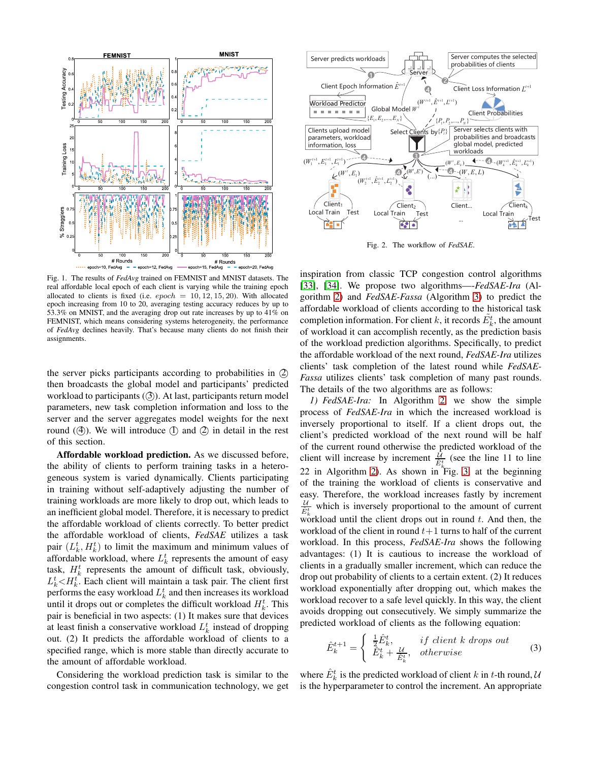Fig. 1. The results of *FedAvg* trained on FEMNIST and MNIST datasets. The real affordable local epoch of each client is varying while the training epoch allocated to clients is fixed (i.e. $epoch = 10, 12, 15, 20$). With allocated epoch increasing from 10 to 20, averaging testing accuracy reduces by up to 53.3% on MNIST, and the averaging drop out rate increases by up to 41% on FEMNIST, which means considering systems heterogeneity, the performance of *FedAvg* declines heavily. That's because many clients do not finish their assignments.

the server picks participants according to probabilities in ② then broadcasts the global model and participants' predicted workload to participants (③). At last, participants return model parameters, new task completion information and loss to the server and the server aggregates model weights for the next round (④). We will introduce ① and ② in detail in the rest of this section.

**Affordable workload prediction.** As we discussed before, the ability of clients to perform training tasks in a heterogeneous system is varied dynamically. Clients participating in training without self-adaptively adjusting the number of training workloads are more likely to drop out, which leads to an inefficient global model. Therefore, it is necessary to predict the affordable workload of clients correctly. To better predict the affordable workload of clients, *FedSAE* utilizes a task pair $(L_k^t, H_k^t)$ to limit the maximum and minimum values of affordable workload, where $L_k^t$ represents the amount of easy task, $H_k^t$ represents the amount of difficult task, obviously, $L_k^t < H_k^t$. Each client will maintain a task pair. The client first performs the easy workload $L_k^t$ and then increases its workload until it drops out or completes the difficult workload $H_k^t$. This pair is beneficial in two aspects: (1) It makes sure that devices at least finish a conservative workload $L_k^t$ instead of dropping out. (2) It predicts the affordable workload of clients to a specified range, which is more stable than directly accurate to the amount of affordable workload.

Considering the workload prediction task is similar to the congestion control task in communication technology, we get

Fig. 2. The workflow of *FedSAE*.

inspiration from classic TCP congestion control algorithms [33], [34]. We propose two algorithms—-*FedSAE-Ira* (Algorithm 2) and *FedSAE-Fassa* (Algorithm 3) to predict the affordable workload of clients according to the historical task completion information. For client $k$, it records $\hat{E}_k^t$, the amount of workload it can accomplish recently, as the prediction basis of the workload prediction algorithms. Specifically, to predict the affordable workload of the next round, *FedSAE-Ira* utilizes clients' task completion of the latest round while *FedSAE-Fassa* utilizes clients' task completion of many past rounds. The details of the two algorithms are as follows:

*1) FedSAE-Ira:* In Algorithm 2 we show the simple process of *FedSAE-Ira* in which the increased workload is inversely proportional to itself. If a client drops out, the client's predicted workload of the next round will be half of the current round otherwise the predicted workload of the client will increase by increment $\frac{\mathcal{U}}{\hat{E}_k^t}$ (see the line 11 to line 22 in Algorithm 2). As shown in Fig. 3, at the beginning of the training the workload of clients is conservative and easy. Therefore, the workload increases fastly by increment $\frac{\mathcal{U}}{\hat{E}_k^t}$ which is inversely proportional to the amount of current workload until the client drops out in round $t$. And then, the workload of the client in round $t+1$ turns to half of the current workload. In this process, *FedSAE-Ira* shows the following advantages: (1) It is cautious to increase the workload of clients in a gradually smaller increment, which can reduce the drop out probability of clients to a certain extent. (2) It reduces workload exponentially after dropping out, which makes the workload recover to a safe level quickly. In this way, the client avoids dropping out consecutively. We simply summarize the predicted workload of clients as the following equation:

$$\hat{E}_k^{t+1} = \begin{cases} \frac{1}{2}\hat{E}_k^t, & if\ client\ k\ drops\ out \\ \hat{E}_k^t + \frac{\mathcal{U}}{\hat{E}_k^t}, & otherwise \end{cases} \tag{3}$$

where $\hat{E}_k^t$ is the predicted workload of client $k$ in $t$-th round, $\mathcal{U}$ is the hyperparameter to control the increment. An appropriate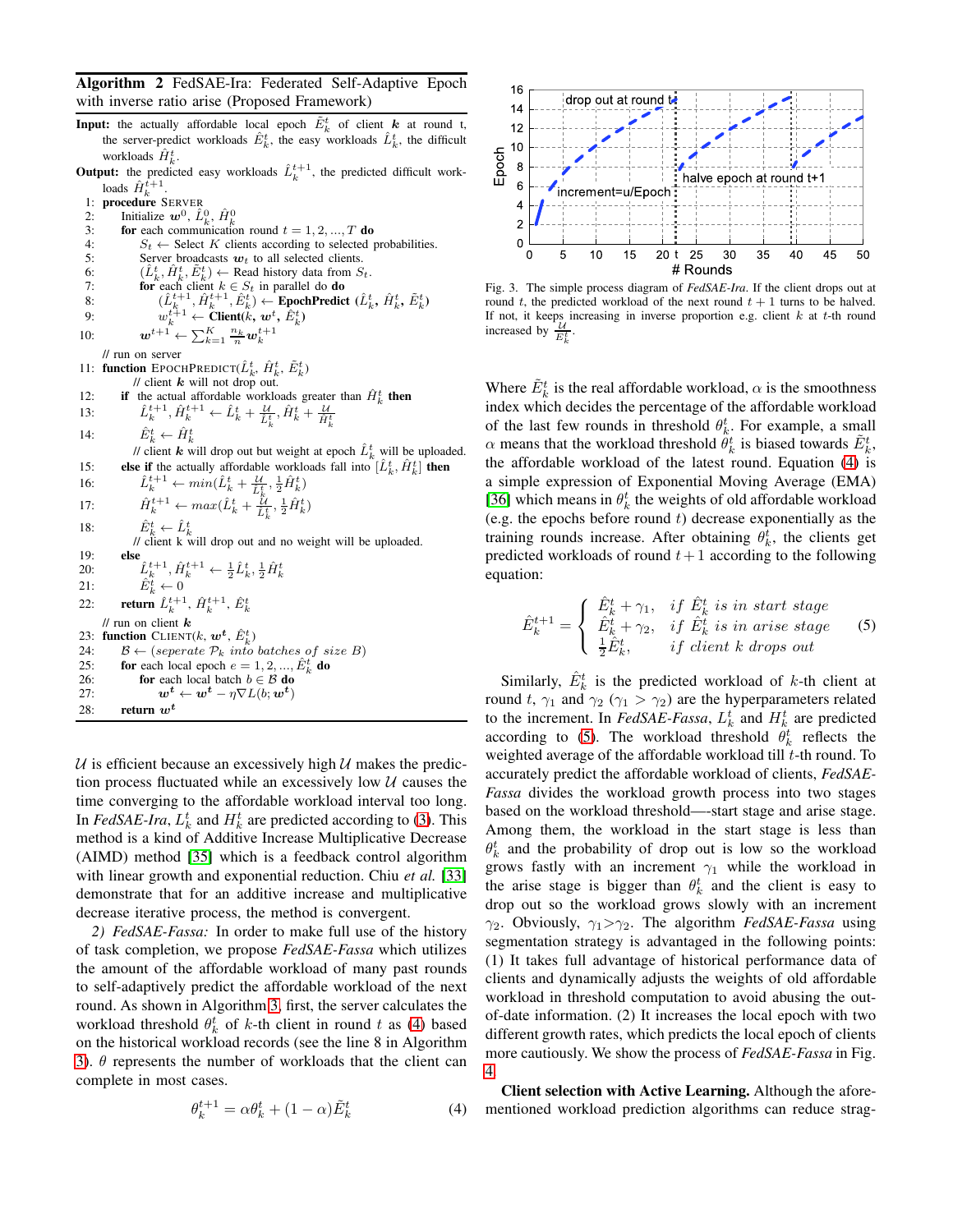**Algorithm 2** FedSAE-Ira: Federated Self-Adaptive Epoch with inverse ratio arise (Proposed Framework)

```
Input: the actually affordable local epoch Ẽ_k^t of client k at round t,
       the server-predict workloads Ê_k^t, the easy workloads L̂_k^t, the difficult
       workloads Ĥ_k^t.
Output: the predicted easy workloads L̂_k^{t+1}, the predicted difficult work-
       loads Ĥ_k^{t+1}.
 1: procedure SERVER
 2:   Initialize w^0, L̂_k^0, Ĥ_k^0
 3:   for each communication round t = 1, 2, ..., T do
 4:     S_t ← Select K clients according to selected probabilities.
 5:     Server broadcasts w_t to all selected clients.
 6:     (L̂_k^t, Ĥ_k^t, Ẽ_k^t) ← Read history data from S_t.
 7:     for each client k ∈ S_t in parallel do do
 8:       (L̂_k^{t+1}, Ĥ_k^{t+1}, Ê_k^t) ← EpochPredict (L̂_k^t, Ĥ_k^t, Ẽ_k^t)
 9:       w_k^{t+1} ← Client(k, w^t, Ê_k^t)
10:     w^{t+1} ← Σ_{k=1}^{K} (n_k/n) w_k^{t+1}
    // run on server
11: function EPOCHPREDICT(L̂_k^t, Ĥ_k^t, Ẽ_k^t)
        // client k will not drop out.
12:   if the actual affordable workloads greater than Ĥ_k^t then
13:     L̂_k^{t+1}, Ĥ_k^{t+1} ← L̂_k^t + U/L̂_k^t, Ĥ_k^t + U/Ĥ_k^t
14:     Ê_k^t ← Ĥ_k^t
        // client k will drop out but weight at epoch L̂_k^t will be uploaded.
15:   else if the actually affordable workloads fall into [L̂_k^t, Ĥ_k^t] then
16:     L̂_k^{t+1} ← min(L̂_k^t + U/L̂_k^t, 1/2 Ĥ_k^t)
17:     Ĥ_k^{t+1} ← max(L̂_k^t + U/L̂_k^t, 1/2 Ĥ_k^t)
18:     Ê_k^t ← L̂_k^t
        // client k will drop out and no weight will be uploaded.
19:   else
20:     L̂_k^{t+1}, Ĥ_k^{t+1} ← 1/2 L̂_k^t, 1/2 Ĥ_k^t
21:     Ê_k^t ← 0
22:   return L̂_k^{t+1}, Ĥ_k^{t+1}, Ê_k^t
    // run on client k
23: function CLIENT(k, w^t, Ê_k^t)
24:   B ← (seperate P_k into batches of size B)
25:   for each local epoch e = 1, 2, ..., Ê_k^t do
26:     for each local batch b ∈ B do
27:       w^t ← w^t − η∇L(b; w^t)
28:   return w^t
```

$\mathcal{U}$ is efficient because an excessively high $\mathcal{U}$ makes the prediction process fluctuated while an excessively low $\mathcal{U}$ causes the time converging to the affordable workload interval too long. In *FedSAE-Ira*, $L_k^t$ and $H_k^t$ are predicted according to (3). This method is a kind of Additive Increase Multiplicative Decrease (AIMD) method [35] which is a feedback control algorithm with linear growth and exponential reduction. Chiu *et al.* [33] demonstrate that for an additive increase and multiplicative decrease iterative process, the method is convergent.

*2) FedSAE-Fassa:* In order to make full use of the history of task completion, we propose *FedSAE-Fassa* which utilizes the amount of the affordable workload of many past rounds to self-adaptively predict the affordable workload of the next round. As shown in Algorithm 3, first, the server calculates the workload threshold $\theta_k^t$ of $k$-th client in round $t$ as (4) based on the historical workload records (see the line 8 in Algorithm 3). $\theta$ represents the number of workloads that the client can complete in most cases.

$$\theta_k^{t+1} = \alpha\theta_k^t + (1-\alpha)\tilde{E}_k^t \tag{4}$$

Fig. 3. The simple process diagram of *FedSAE-Ira*. If the client drops out at round $t$, the predicted workload of the next round $t+1$ turns to be halved. If not, it keeps increasing in inverse proportion e.g. client $k$ at $t$-th round increased by $\frac{\mathcal{U}}{\hat{E}_k^t}$.

Where $\tilde{E}_k^t$ is the real affordable workload, $\alpha$ is the smoothness index which decides the percentage of the affordable workload of the last few rounds in threshold $\theta_k^t$. For example, a small $\alpha$ means that the workload threshold $\theta_k^t$ is biased towards $\tilde{E}_k^t$, the affordable workload of the latest round. Equation (4) is a simple expression of Exponential Moving Average (EMA) [36] which means in $\theta_k^t$ the weights of old affordable workload (e.g. the epochs before round $t$) decrease exponentially as the training rounds increase. After obtaining $\theta_k^t$, the clients get predicted workloads of round $t+1$ according to the following equation:

$$\hat{E}_k^{t+1} = \begin{cases} \hat{E}_k^t + \gamma_1, & if\ \hat{E}_k^t\ is\ in\ start\ stage \\ \hat{E}_k^t + \gamma_2, & if\ \hat{E}_k^t\ is\ in\ arise\ stage \\ \frac{1}{2}\hat{E}_k^t, & if\ client\ k\ drops\ out \end{cases} \tag{5}$$

Similarly, $\hat{E}_k^t$ is the predicted workload of $k$-th client at round $t$, $\gamma_1$ and $\gamma_2$ ($\gamma_1 > \gamma_2$) are the hyperparameters related to the increment. In *FedSAE-Fassa*, $L_k^t$ and $H_k^t$ are predicted according to (5). The workload threshold $\theta_k^t$ reflects the weighted average of the affordable workload till $t$-th round. To accurately predict the affordable workload of clients, *FedSAE-Fassa* divides the workload growth process into two stages based on the workload threshold—-start stage and arise stage. Among them, the workload in the start stage is less than $\theta_k^t$ and the probability of drop out is low so the workload grows fastly with an increment $\gamma_1$ while the workload in the arise stage is bigger than $\theta_k^t$ and the client is easy to drop out so the workload grows slowly with an increment $\gamma_2$. Obviously, $\gamma_1 > \gamma_2$. The algorithm *FedSAE-Fassa* using segmentation strategy is advantaged in the following points: (1) It takes full advantage of historical performance data of clients and dynamically adjusts the weights of old affordable workload in threshold computation to avoid abusing the out-of-date information. (2) It increases the local epoch with two different growth rates, which predicts the local epoch of clients more cautiously. We show the process of *FedSAE-Fassa* in Fig. 4.

**Client selection with Active Learning.** Although the aforementioned workload prediction algorithms can reduce strag-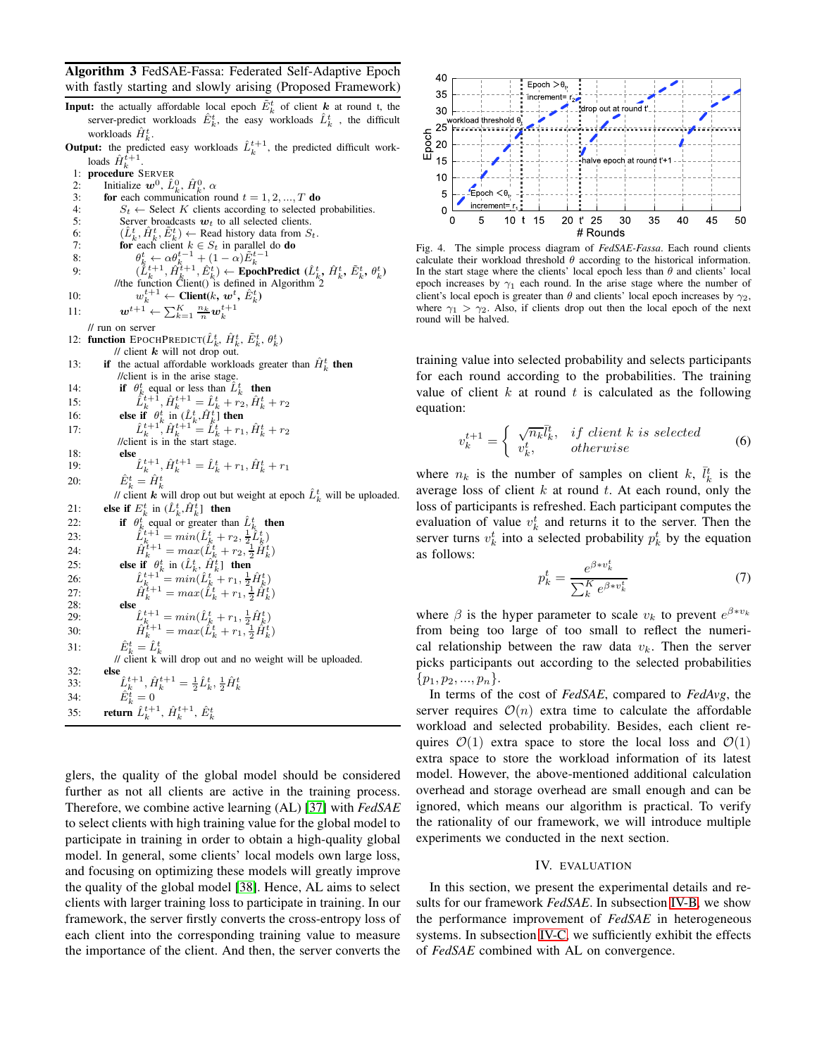**Algorithm 3** FedSAE-Fassa: Federated Self-Adaptive Epoch with fastly starting and slowly arising (Proposed Framework)

```
Input: the actually affordable local epoch Ẽ_k^t of client k at round t, the
       server-predict workloads Ê_k^t, the easy workloads L̂_k^t , the difficult
       workloads Ĥ_k^t.
Output: the predicted easy workloads L̂_k^{t+1}, the predicted difficult work-
        loads Ĥ_k^{t+1}.
 1: procedure SERVER
 2:     Initialize w^0, L̂_k^0, Ĥ_k^0, α
 3:     for each communication round t = 1, 2, ..., T do
 4:         S_t ← Select K clients according to selected probabilities.
 5:         Server broadcasts w_t to all selected clients.
 6:         (L̂_k^t, Ĥ_k^t, Ẽ_k^t) ← Read history data from S_t.
 7:         for each client k ∈ S_t in parallel do do
 8:             θ_k^t ← αθ_k^{t-1} + (1 − α)Ẽ_k^{t-1}
 9:             (L̂_k^{t+1}, Ĥ_k^{t+1}, Ê_k^t) ← EpochPredict (L̂_k^t, Ĥ_k^t, Ẽ_k^t, θ_k^t)
            //the function Client() is defined in Algorithm 2
10:             w_k^{t+1} ← Client(k, w^t, Ê_k^t)
11:         w^{t+1} ← Σ_{k=1}^K (n_k/n) w_k^{t+1}
    // run on server
12: function EPOCHPREDICT(L̂_k^t, Ĥ_k^t, Ẽ_k^t, θ_k^t)
        // client k will not drop out.
13:     if the actual affordable workloads greater than Ĥ_k^t then
            //client is in the arise stage.
14:         if θ_k^t equal or less than L̂_k^t then
15:             L̂_k^{t+1}, Ĥ_k^{t+1} = L̂_k^t + r_2, Ĥ_k^t + r_2
16:         else if θ_k^t in (L̂_k^t, Ĥ_k^t] then
17:             L̂_k^{t+1}, Ĥ_k^{t+1} = L̂_k^t + r_1, Ĥ_k^t + r_2
            //client is in the start stage.
18:         else
19:             L̂_k^{t+1}, Ĥ_k^{t+1} = L̂_k^t + r_1, Ĥ_k^t + r_1
20:         Ê_k^t = Ĥ_k^t
        // client k will drop out but weight at epoch L̂_k^t will be uploaded.
21:     else if E_k^t in (L̂_k^t, Ĥ_k^t] then
22:         if θ_k^t equal or greater than L̂_k^t then
23:             L̂_k^{t+1} = min(L̂_k^t + r_2, 1/2 L̂_k^t)
24:             Ĥ_k^{t+1} = max(L̂_k^t + r_2, 1/2 Ĥ_k^t)
25:         else if θ_k^t in (L̂_k^t, Ĥ_k^t] then
26:             L̂_k^{t+1} = min(L̂_k^t + r_1, 1/2 Ĥ_k^t)
27:             Ĥ_k^{t+1} = max(L̂_k^t + r_1, 1/2 Ĥ_k^t)
28:         else
29:             L̂_k^{t+1} = min(L̂_k^t + r_1, 1/2 Ĥ_k^t)
30:             Ĥ_k^{t+1} = max(L̂_k^t + r_1, 1/2 Ĥ_k^t)
31:         Ê_k^t = L̂_k^t
        // client k will drop out and no weight will be uploaded.
32:     else
33:         L̂_k^{t+1}, Ĥ_k^{t+1} = 1/2 L̂_k^t, 1/2 Ĥ_k^t
34:         Ê_k^t = 0
35:     return L̂_k^{t+1}, Ĥ_k^{t+1}, Ê_k^t
```

glers, the quality of the global model should be considered further as not all clients are active in the training process. Therefore, we combine active learning (AL) [37] with *FedSAE* to select clients with high training value for the global model to participate in training in order to obtain a high-quality global model. In general, some clients' local models own large loss, and focusing on optimizing these models will greatly improve the quality of the global model [38]. Hence, AL aims to select clients with larger training loss to participate in training. In our framework, the server firstly converts the cross-entropy loss of each client into the corresponding training value to measure the importance of the client. And then, the server converts the training value into selected probability and selects participants for each round according to the probabilities. The training value of client $k$ at round $t$ is calculated as the following equation:

$$v_k^{t+1} = \begin{cases} \sqrt{n_k}\bar{l}_k^t, & if\ client\ k\ is\ selected \\ v_k^t, & otherwise \end{cases} \tag{6}$$

where $n_k$ is the number of samples on client $k$, $\bar{l}_k^t$ is the average loss of client $k$ at round $t$. At each round, only the loss of participants is refreshed. Each participant computes the evaluation of value $v_k^t$ and returns it to the server. Then the server turns $v_k^t$ into a selected probability $p_k^t$ by the equation as follows:

$$p_k^t = \frac{e^{\beta * v_k^t}}{\sum_k^K e^{\beta * v_k^t}} \tag{7}$$

where $\beta$ is the hyper parameter to scale $v_k$ to prevent $e^{\beta * v_k}$ from being too large of too small to reflect the numerical relationship between the raw data $v_k$. Then the server picks participants out according to the selected probabilities $\{p_1, p_2, ..., p_n\}$.

In terms of the cost of *FedSAE*, compared to *FedAvg*, the server requires $\mathcal{O}(n)$ extra time to calculate the affordable workload and selected probability. Besides, each client requires $\mathcal{O}(1)$ extra space to store the local loss and $\mathcal{O}(1)$ extra space to store the workload information of its latest model. However, the above-mentioned additional calculation overhead and storage overhead are small enough and can be ignored, which means our algorithm is practical. To verify the rationality of our framework, we will introduce multiple experiments we conducted in the next section.

Fig. 4. The simple process diagram of *FedSAE-Fassa*. Each round clients calculate their workload threshold $\theta$ according to the historical information. In the start stage where the clients' local epoch less than $\theta$ and clients' local epoch increases by $\gamma_1$ each round. In the arise stage where the number of client's local epoch is greater than $\theta$ and clients' local epoch increases by $\gamma_2$, where $\gamma_1 > \gamma_2$. Also, if clients drop out then the local epoch of the next round will be halved.

## IV. EVALUATION

In this section, we present the experimental details and results for our framework *FedSAE*. In subsection IV-B, we show the performance improvement of *FedSAE* in heterogeneous systems. In subsection IV-C, we sufficiently exhibit the effects of *FedSAE* combined with AL on convergence.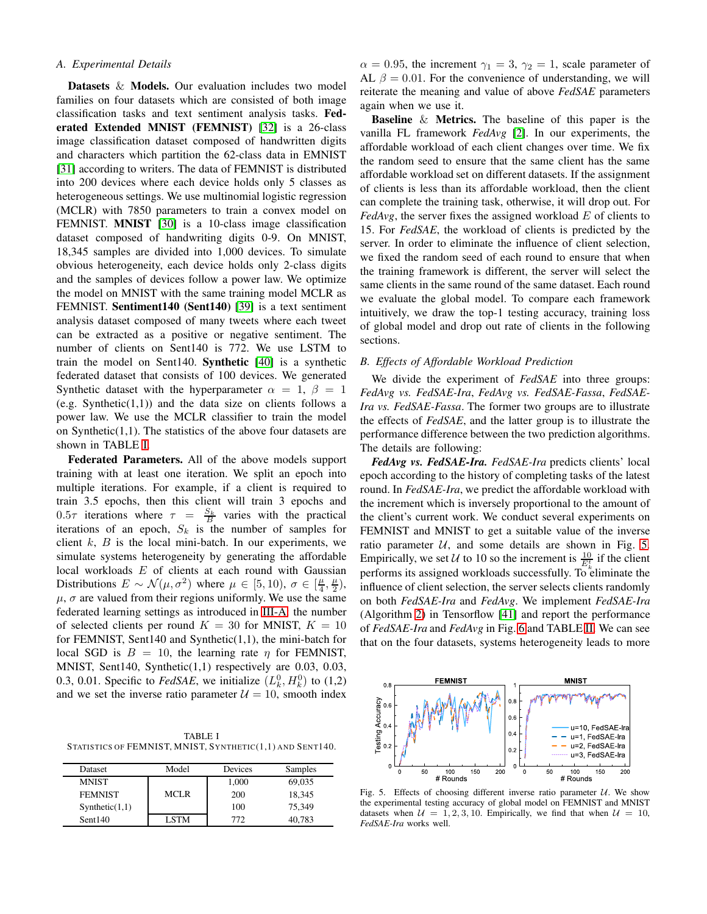### A. Experimental Details

**Datasets & Models.** Our evaluation includes two model families on four datasets which are consisted of both image classification tasks and text sentiment analysis tasks. **Federated Extended MNIST (FEMNIST)** [32] is a 26-class image classification dataset composed of handwritten digits and characters which partition the 62-class data in EMNIST [31] according to writers. The data of FEMNIST is distributed into 200 devices where each device holds only 5 classes as heterogeneous settings. We use multinomial logistic regression (MCLR) with 7850 parameters to train a convex model on FEMNIST. **MNIST** [30] is a 10-class image classification dataset composed of handwriting digits 0-9. On MNIST, 18,345 samples are divided into 1,000 devices. To simulate obvious heterogeneity, each device holds only 2-class digits and the samples of devices follow a power law. We optimize the model on MNIST with the same training model MCLR as FEMNIST. **Sentiment140 (Sent140)** [39] is a text sentiment analysis dataset composed of many tweets where each tweet can be extracted as a positive or negative sentiment. The number of clients on Sent140 is 772. We use LSTM to train the model on Sent140. **Synthetic** [40] is a synthetic federated dataset that consists of 100 devices. We generated Synthetic dataset with the hyperparameter $\alpha = 1$, $\beta = 1$ (e.g. Synthetic(1,1)) and the data size on clients follows a power law. We use the MCLR classifier to train the model on Synthetic(1,1). The statistics of the above four datasets are shown in TABLE I.

**Federated Parameters.** All of the above models support training with at least one iteration. We split an epoch into multiple iterations. For example, if a client is required to train 3.5 epochs, then this client will train 3 epochs and $0.5\tau$ iterations where $\tau = \frac{S_k}{B}$ varies with the practical iterations of an epoch, $S_k$ is the number of samples for client $k$, $B$ is the local mini-batch. In our experiments, we simulate systems heterogeneity by generating the affordable local workloads $E$ of clients at each round with Gaussian Distributions $E \sim \mathcal{N}(\mu, \sigma^2)$ where $\mu \in [5, 10)$, $\sigma \in [\frac{\mu}{4}, \frac{\mu}{2})$, $\mu$, $\sigma$ are valued from their regions uniformly. We use the same federated learning settings as introduced in III-A, the number of selected clients per round $K = 30$ for MNIST, $K = 10$ for FEMNIST, Sent140 and Synthetic(1,1), the mini-batch for local SGD is $B = 10$, the learning rate $\eta$ for FEMNIST, MNIST, Sent140, Synthetic(1,1) respectively are 0.03, 0.03, 0.3, 0.01. Specific to *FedSAE*, we initialize $(L_k^0, H_k^0)$ to (1,2) and we set the inverse ratio parameter $\mathcal{U} = 10$, smooth index $\alpha = 0.95$, the increment $\gamma_1 = 3$, $\gamma_2 = 1$, scale parameter of AL $\beta = 0.01$. For the convenience of understanding, we will reiterate the meaning and value of above *FedSAE* parameters again when we use it.

TABLE I
STATISTICS OF FEMNIST, MNIST, SYNTHETIC(1,1) AND SENT140.

| Dataset | Model | Devices | Samples |
|---|---|---|---|
| MNIST | MCLR | 1,000 | 69,035 |
| FEMNIST | | 200 | 18,345 |
| Synthetic(1,1) | | 100 | 75,349 |
| Sent140 | LSTM | 772 | 40,783 |

**Baseline & Metrics.** The baseline of this paper is the vanilla FL framework *FedAvg* [2]. In our experiments, the affordable workload of each client changes over time. We fix the random seed to ensure that the same client has the same affordable workload set on different datasets. If the assignment of clients is less than its affordable workload, then the client can complete the training task, otherwise, it will drop out. For *FedAvg*, the server fixes the assigned workload $E$ of clients to 15. For *FedSAE*, the workload of clients is predicted by the server. In order to eliminate the influence of client selection, we fixed the random seed of each round to ensure that when the training framework is different, the server will select the same clients in the same round of the same dataset. Each round we evaluate the global model. To compare each framework intuitively, we draw the top-1 testing accuracy, training loss of global model and drop out rate of clients in the following sections.

### B. Effects of Affordable Workload Prediction

We divide the experiment of *FedSAE* into three groups: *FedAvg vs. FedSAE-Ira*, *FedAvg vs. FedSAE-Fassa*, *FedSAE-Ira vs. FedSAE-Fassa*. The former two groups are to illustrate the effects of *FedSAE*, and the latter group is to illustrate the performance difference between the two prediction algorithms. The details are following:

***FedAvg vs. FedSAE-Ira.*** *FedSAE-Ira* predicts clients' local epoch according to the history of completing tasks of the latest round. In *FedSAE-Ira*, we predict the affordable workload with the increment which is inversely proportional to the amount of the client's current work. We conduct several experiments on FEMNIST and MNIST to get a suitable value of the inverse ratio parameter $\mathcal{U}$, and some details are shown in Fig. 5. Empirically, we set $\mathcal{U}$ to 10 so the increment is $\frac{10}{E_k^t}$ if the client performs its assigned workloads successfully. To eliminate the influence of client selection, the server selects clients randomly on both *FedSAE-Ira* and *FedAvg*. We implement *FedSAE-Ira* (Algorithm 2) in Tensorflow [41] and report the performance of *FedSAE-Ira* and *FedAvg* in Fig. 6 and TABLE II. We can see that on the four datasets, systems heterogeneity leads to more

Fig. 5. Effects of choosing different inverse ratio parameter $\mathcal{U}$. We show the experimental testing accuracy of global model on FEMNIST and MNIST datasets when $\mathcal{U} = 1, 2, 3, 10$. Empirically, we find that when $\mathcal{U} = 10$, *FedSAE-Ira* works well.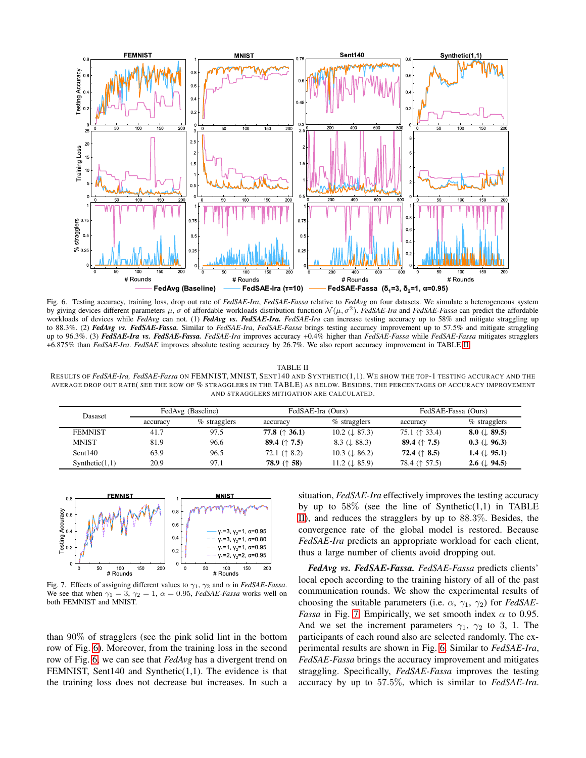Fig. 6. Testing accuracy, training loss, drop out rate of *FedSAE-Ira*, *FedSAE-Fassa* relative to *FedAvg* on four datasets. We simulate a heterogeneous system by giving devices different parameters $\mu$, $\sigma$ of affordable workloads distribution function $\mathcal{N}(\mu, \sigma^2)$. *FedSAE-Ira* and *FedSAE-Fassa* can predict the affordable workloads of devices while *FedAvg* can not. (1) ***FedAvg vs. FedSAE-Ira.*** *FedSAE-Ira* can increase testing accuracy up to 58% and mitigate straggling up to 88.3%. (2) ***FedAvg vs. FedSAE-Fassa.*** Similar to *FedSAE-Ira*, *FedSAE-Fassa* brings testing accuracy improvement up to 57.5% and mitigate straggling up to 96.3%. (3) ***FedSAE-Ira vs. FedSAE-Fassa.*** *FedSAE-Ira* improves accuracy +0.4% higher than *FedSAE-Fassa* while *FedSAE-Fassa* mitigates stragglers +6.875% than *FedSAE-Ira*. *FedSAE* improves absolute testing accuracy by 26.7%. We also report accuracy improvement in TABLE II.

TABLE II

RESULTS OF *FedSAE-Ira, FedSAE-Fassa* ON FEMNIST, MNIST, SENT140 AND SYNTHETIC(1,1). WE SHOW THE TOP-1 TESTING ACCURACY AND THE AVERAGE DROP OUT RATE( SEE THE ROW OF % STRAGGLERS IN THE TABLE) AS BELOW. BESIDES, THE PERCENTAGES OF ACCURACY IMPROVEMENT AND STRAGGLERS MITIGATION ARE CALCULATED.

| Dasaset | FedAvg (Baseline) | | FedSAE-Ira (Ours) | | FedSAE-Fassa (Ours) | |
|---|---|---|---|---|---|---|
| | accuracy | % stragglers | accuracy | % stragglers | accuracy | % stragglers |
| FEMNIST | 41.7 | 97.5 | **77.8 (↑ 36.1)** | 10.2 (↓ 87.3) | 75.1 (↑ 33.4) | **8.0 (↓ 89.5)** |
| MNIST | 81.9 | 96.6 | **89.4 (↑ 7.5)** | 8.3 (↓ 88.3) | **89.4 (↑ 7.5)** | **0.3 (↓ 96.3)** |
| Sent140 | 63.9 | 96.5 | 72.1 (↑ 8.2) | 10.3 (↓ 86.2) | **72.4 (↑ 8.5)** | **1.4 (↓ 95.1)** |
| Synthetic(1,1) | 20.9 | 97.1 | **78.9 (↑ 58)** | 11.2 (↓ 85.9) | 78.4 (↑ 57.5) | **2.6 (↓ 94.5)** |

Fig. 7. Effects of assigning different values to $\gamma_1$, $\gamma_2$ and $\alpha$ in *FedSAE-Fassa*. We see that when $\gamma_1 = 3$, $\gamma_2 = 1$, $\alpha = 0.95$, *FedSAE-Fassa* works well on both FEMNIST and MNIST.

than $90\%$ of stragglers (see the pink solid lint in the bottom row of Fig. 6). Moreover, from the training loss in the second row of Fig. 6, we can see that *FedAvg* has a divergent trend on FEMNIST, Sent140 and Synthetic(1,1). The evidence is that the training loss does not decrease but increases. In such a situation, *FedSAE-Ira* effectively improves the testing accuracy by up to $58\%$ (see the line of Synthetic(1,1) in TABLE II), and reduces the stragglers by up to $88.3\%$. Besides, the convergence rate of the global model is restored. Because *FedSAE-Ira* predicts an appropriate workload for each client, thus a large number of clients avoid dropping out.

***FedAvg vs. FedSAE-Fassa.*** *FedSAE-Fassa* predicts clients' local epoch according to the training history of all of the past communication rounds. We show the experimental results of choosing the suitable parameters (i.e. $\alpha$, $\gamma_1$, $\gamma_2$) for *FedSAE-Fassa* in Fig. 7. Empirically, we set smooth index $\alpha$ to 0.95. And we set the increment parameters $\gamma_1$, $\gamma_2$ to 3, 1. The participants of each round also are selected randomly. The experimental results are shown in Fig. 6. Similar to *FedSAE-Ira*, *FedSAE-Fassa* brings the accuracy improvement and mitigates straggling. Specifically, *FedSAE-Fassa* improves the testing accuracy by up to $57.5\%$, which is similar to *FedSAE-Ira*.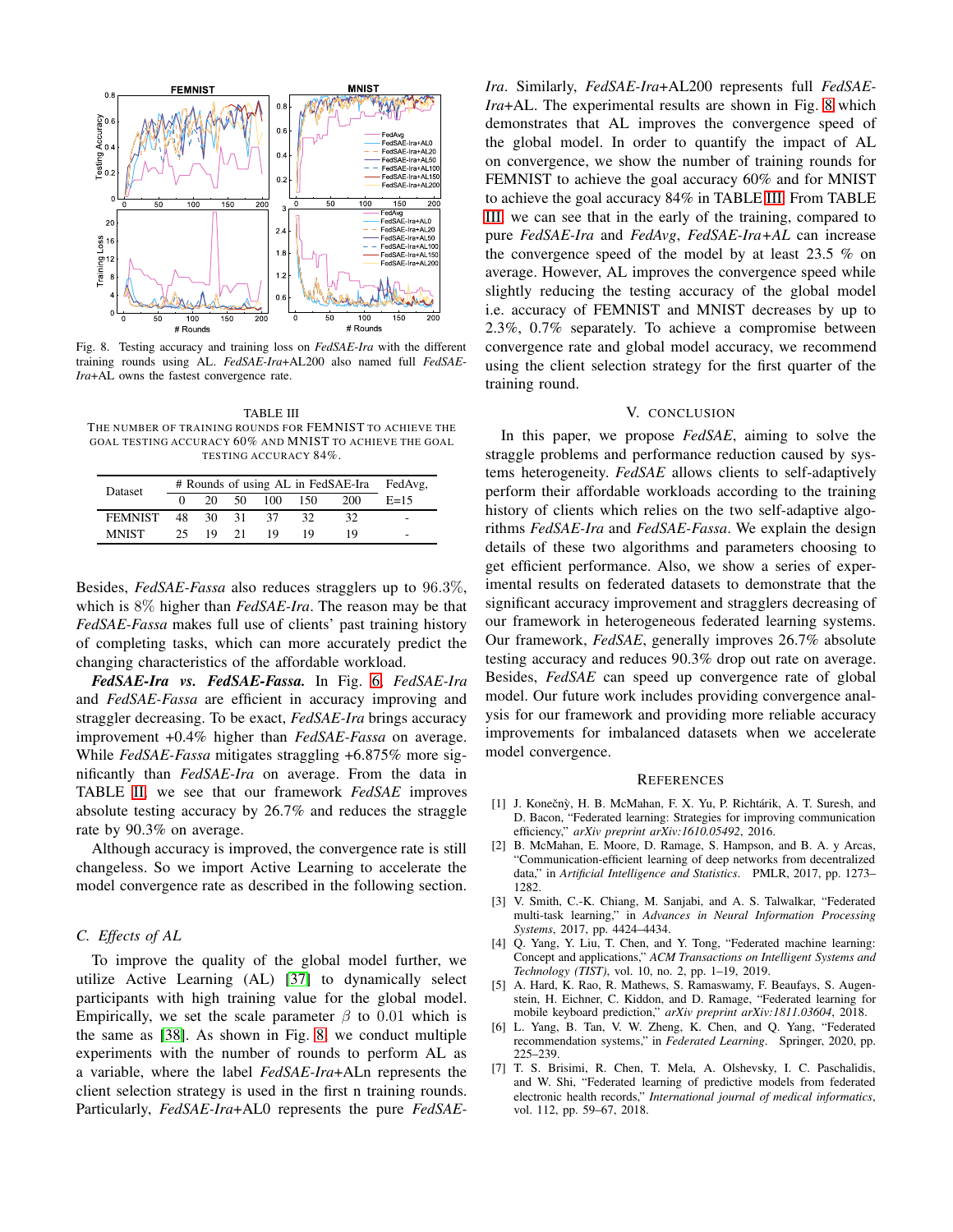Fig. 8. Testing accuracy and training loss on *FedSAE-Ira* with the different training rounds using AL. *FedSAE-Ira*+AL200 also named full *FedSAE-Ira*+AL owns the fastest convergence rate.

TABLE III
THE NUMBER OF TRAINING ROUNDS FOR FEMNIST TO ACHIEVE THE GOAL TESTING ACCURACY 60% AND MNIST TO ACHIEVE THE GOAL TESTING ACCURACY 84%.

| Dataset | # Rounds of using AL in FedSAE-Ira | | | | | | FedAvg, |
|---|---|---|---|---|---|---|---|
| | 0 | 20 | 50 | 100 | 150 | 200 | E=15 |
| FEMNIST | 48 | 30 | 31 | 37 | 32 | 32 | - |
| MNIST | 25 | 19 | 21 | 19 | 19 | 19 | - |

Besides, *FedSAE-Fassa* also reduces stragglers up to 96.3%, which is 8% higher than *FedSAE-Ira*. The reason may be that *FedSAE-Fassa* makes full use of clients' past training history of completing tasks, which can more accurately predict the changing characteristics of the affordable workload.

***FedSAE-Ira* vs. *FedSAE-Fassa*.** In Fig. 6, *FedSAE-Ira* and *FedSAE-Fassa* are efficient in accuracy improving and straggler decreasing. To be exact, *FedSAE-Ira* brings accuracy improvement +0.4% higher than *FedSAE-Fassa* on average. While *FedSAE-Fassa* mitigates straggling +6.875% more significantly than *FedSAE-Ira* on average. From the data in TABLE II, we see that our framework *FedSAE* improves absolute testing accuracy by 26.7% and reduces the straggle rate by 90.3% on average.

Although accuracy is improved, the convergence rate is still changeless. So we import Active Learning to accelerate the model convergence rate as described in the following section.

### C. Effects of AL

To improve the quality of the global model further, we utilize Active Learning (AL) [37] to dynamically select participants with high training value for the global model. Empirically, we set the scale parameter $\beta$ to 0.01 which is the same as [38]. As shown in Fig. 8, we conduct multiple experiments with the number of rounds to perform AL as a variable, where the label *FedSAE-Ira*+ALn represents the client selection strategy is used in the first n training rounds. Particularly, *FedSAE-Ira*+AL0 represents the pure *FedSAE-Ira*. Similarly, *FedSAE-Ira*+AL200 represents full *FedSAE-Ira*+AL. The experimental results are shown in Fig. 8 which demonstrates that AL improves the convergence speed of the global model. In order to quantify the impact of AL on convergence, we show the number of training rounds for FEMNIST to achieve the goal accuracy 60% and for MNIST to achieve the goal accuracy 84% in TABLE III. From TABLE III, we can see that in the early of the training, compared to pure *FedSAE-Ira* and *FedAvg*, *FedSAE-Ira+AL* can increase the convergence speed of the model by at least 23.5 % on average. However, AL improves the convergence speed while slightly reducing the testing accuracy of the global model i.e. accuracy of FEMNIST and MNIST decreases by up to 2.3%, 0.7% separately. To achieve a compromise between convergence rate and global model accuracy, we recommend using the client selection strategy for the first quarter of the training round.

## V. CONCLUSION

In this paper, we propose *FedSAE*, aiming to solve the straggle problems and performance reduction caused by systems heterogeneity. *FedSAE* allows clients to self-adaptively perform their affordable workloads according to the training history of clients which relies on the two self-adaptive algorithms *FedSAE-Ira* and *FedSAE-Fassa*. We explain the design details of these two algorithms and parameters choosing to get efficient performance. Also, we show a series of experimental results on federated datasets to demonstrate that the significant accuracy improvement and stragglers decreasing of our framework in heterogeneous federated learning systems. Our framework, *FedSAE*, generally improves 26.7% absolute testing accuracy and reduces 90.3% drop out rate on average. Besides, *FedSAE* can speed up convergence rate of global model. Our future work includes providing convergence analysis for our framework and providing more reliable accuracy improvements for imbalanced datasets when we accelerate model convergence.

## REFERENCES

[1] J. Konečnỳ, H. B. McMahan, F. X. Yu, P. Richtárik, A. T. Suresh, and D. Bacon, "Federated learning: Strategies for improving communication efficiency," *arXiv preprint arXiv:1610.05492*, 2016.

[2] B. McMahan, E. Moore, D. Ramage, S. Hampson, and B. A. y Arcas, "Communication-efficient learning of deep networks from decentralized data," in *Artificial Intelligence and Statistics*. PMLR, 2017, pp. 1273–1282.

[3] V. Smith, C.-K. Chiang, M. Sanjabi, and A. S. Talwalkar, "Federated multi-task learning," in *Advances in Neural Information Processing Systems*, 2017, pp. 4424–4434.

[4] Q. Yang, Y. Liu, T. Chen, and Y. Tong, "Federated machine learning: Concept and applications," *ACM Transactions on Intelligent Systems and Technology (TIST)*, vol. 10, no. 2, pp. 1–19, 2019.

[5] A. Hard, K. Rao, R. Mathews, S. Ramaswamy, F. Beaufays, S. Augenstein, H. Eichner, C. Kiddon, and D. Ramage, "Federated learning for mobile keyboard prediction," *arXiv preprint arXiv:1811.03604*, 2018.

[6] L. Yang, B. Tan, V. W. Zheng, K. Chen, and Q. Yang, "Federated recommendation systems," in *Federated Learning*. Springer, 2020, pp. 225–239.

[7] T. S. Brisimi, R. Chen, T. Mela, A. Olshevsky, I. C. Paschalidis, and W. Shi, "Federated learning of predictive models from federated electronic health records," *International journal of medical informatics*, vol. 112, pp. 59–67, 2018.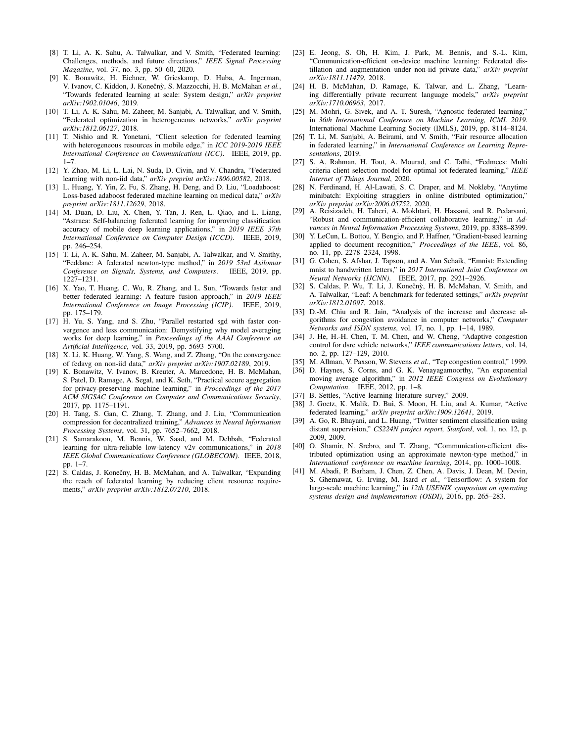[8] T. Li, A. K. Sahu, A. Talwalkar, and V. Smith, "Federated learning: Challenges, methods, and future directions," *IEEE Signal Processing Magazine*, vol. 37, no. 3, pp. 50–60, 2020.

[9] K. Bonawitz, H. Eichner, W. Grieskamp, D. Huba, A. Ingerman, V. Ivanov, C. Kiddon, J. Konečnỳ, S. Mazzocchi, H. B. McMahan *et al.*, "Towards federated learning at scale: System design," *arXiv preprint arXiv:1902.01046*, 2019.

[10] T. Li, A. K. Sahu, M. Zaheer, M. Sanjabi, A. Talwalkar, and V. Smith, "Federated optimization in heterogeneous networks," *arXiv preprint arXiv:1812.06127*, 2018.

[11] T. Nishio and R. Yonetani, "Client selection for federated learning with heterogeneous resources in mobile edge," in *ICC 2019-2019 IEEE International Conference on Communications (ICC)*. IEEE, 2019, pp. 1–7.

[12] Y. Zhao, M. Li, L. Lai, N. Suda, D. Civin, and V. Chandra, "Federated learning with non-iid data," *arXiv preprint arXiv:1806.00582*, 2018.

[13] L. Huang, Y. Yin, Z. Fu, S. Zhang, H. Deng, and D. Liu, "Loadaboost: Loss-based adaboost federated machine learning on medical data," *arXiv preprint arXiv:1811.12629*, 2018.

[14] M. Duan, D. Liu, X. Chen, Y. Tan, J. Ren, L. Qiao, and L. Liang, "Astraea: Self-balancing federated learning for improving classification accuracy of mobile deep learning applications," in *2019 IEEE 37th International Conference on Computer Design (ICCD)*. IEEE, 2019, pp. 246–254.

[15] T. Li, A. K. Sahu, M. Zaheer, M. Sanjabi, A. Talwalkar, and V. Smithy, "Feddane: A federated newton-type method," in *2019 53rd Asilomar Conference on Signals, Systems, and Computers*. IEEE, 2019, pp. 1227–1231.

[16] X. Yao, T. Huang, C. Wu, R. Zhang, and L. Sun, "Towards faster and better federated learning: A feature fusion approach," in *2019 IEEE International Conference on Image Processing (ICIP)*. IEEE, 2019, pp. 175–179.

[17] H. Yu, S. Yang, and S. Zhu, "Parallel restarted sgd with faster convergence and less communication: Demystifying why model averaging works for deep learning," in *Proceedings of the AAAI Conference on Artificial Intelligence*, vol. 33, 2019, pp. 5693–5700.

[18] X. Li, K. Huang, W. Yang, S. Wang, and Z. Zhang, "On the convergence of fedavg on non-iid data," *arXiv preprint arXiv:1907.02189*, 2019.

[19] K. Bonawitz, V. Ivanov, B. Kreuter, A. Marcedone, H. B. McMahan, S. Patel, D. Ramage, A. Segal, and K. Seth, "Practical secure aggregation for privacy-preserving machine learning," in *Proceedings of the 2017 ACM SIGSAC Conference on Computer and Communications Security*, 2017, pp. 1175–1191.

[20] H. Tang, S. Gan, C. Zhang, T. Zhang, and J. Liu, "Communication compression for decentralized training," *Advances in Neural Information Processing Systems*, vol. 31, pp. 7652–7662, 2018.

[21] S. Samarakoon, M. Bennis, W. Saad, and M. Debbah, "Federated learning for ultra-reliable low-latency v2v communications," in *2018 IEEE Global Communications Conference (GLOBECOM)*. IEEE, 2018, pp. 1–7.

[22] S. Caldas, J. Konečny, H. B. McMahan, and A. Talwalkar, "Expanding the reach of federated learning by reducing client resource requirements," *arXiv preprint arXiv:1812.07210*, 2018.

[23] E. Jeong, S. Oh, H. Kim, J. Park, M. Bennis, and S.-L. Kim, "Communication-efficient on-device machine learning: Federated distillation and augmentation under non-iid private data," *arXiv preprint arXiv:1811.11479*, 2018.

[24] H. B. McMahan, D. Ramage, K. Talwar, and L. Zhang, "Learning differentially private recurrent language models," *arXiv preprint arXiv:1710.06963*, 2017.

[25] M. Mohri, G. Sivek, and A. T. Suresh, "Agnostic federated learning," in *36th International Conference on Machine Learning, ICML 2019*. International Machine Learning Society (IMLS), 2019, pp. 8114–8124.

[26] T. Li, M. Sanjabi, A. Beirami, and V. Smith, "Fair resource allocation in federated learning," in *International Conference on Learning Representations*, 2019.

[27] S. A. Rahman, H. Tout, A. Mourad, and C. Talhi, "Fedmccs: Multi criteria client selection model for optimal iot federated learning," *IEEE Internet of Things Journal*, 2020.

[28] N. Ferdinand, H. Al-Lawati, S. C. Draper, and M. Nokleby, "Anytime minibatch: Exploiting stragglers in online distributed optimization," *arXiv preprint arXiv:2006.05752*, 2020.

[29] A. Reisizadeh, H. Taheri, A. Mokhtari, H. Hassani, and R. Pedarsani, "Robust and communication-efficient collaborative learning," in *Advances in Neural Information Processing Systems*, 2019, pp. 8388–8399.

[30] Y. LeCun, L. Bottou, Y. Bengio, and P. Haffner, "Gradient-based learning applied to document recognition," *Proceedings of the IEEE*, vol. 86, no. 11, pp. 2278–2324, 1998.

[31] G. Cohen, S. Afshar, J. Tapson, and A. Van Schaik, "Emnist: Extending mnist to handwritten letters," in *2017 International Joint Conference on Neural Networks (IJCNN)*. IEEE, 2017, pp. 2921–2926.

[32] S. Caldas, P. Wu, T. Li, J. Konečnỳ, H. B. McMahan, V. Smith, and A. Talwalkar, "Leaf: A benchmark for federated settings," *arXiv preprint arXiv:1812.01097*, 2018.

[33] D.-M. Chiu and R. Jain, "Analysis of the increase and decrease algorithms for congestion avoidance in computer networks," *Computer Networks and ISDN systems*, vol. 17, no. 1, pp. 1–14, 1989.

[34] J. He, H.-H. Chen, T. M. Chen, and W. Cheng, "Adaptive congestion control for dsrc vehicle networks," *IEEE communications letters*, vol. 14, no. 2, pp. 127–129, 2010.

[35] M. Allman, V. Paxson, W. Stevens *et al.*, "Tcp congestion control," 1999.

[36] D. Haynes, S. Corns, and G. K. Venayagamoorthy, "An exponential moving average algorithm," in *2012 IEEE Congress on Evolutionary Computation*. IEEE, 2012, pp. 1–8.

[37] B. Settles, "Active learning literature survey," 2009.

[38] J. Goetz, K. Malik, D. Bui, S. Moon, H. Liu, and A. Kumar, "Active federated learning," *arXiv preprint arXiv:1909.12641*, 2019.

[39] A. Go, R. Bhayani, and L. Huang, "Twitter sentiment classification using distant supervision," *CS224N project report, Stanford*, vol. 1, no. 12, p. 2009, 2009.

[40] O. Shamir, N. Srebro, and T. Zhang, "Communication-efficient distributed optimization using an approximate newton-type method," in *International conference on machine learning*, 2014, pp. 1000–1008.

[41] M. Abadi, P. Barham, J. Chen, Z. Chen, A. Davis, J. Dean, M. Devin, S. Ghemawat, G. Irving, M. Isard *et al.*, "Tensorflow: A system for large-scale machine learning," in *12th USENIX symposium on operating systems design and implementation (OSDI)*, 2016, pp. 265–283.